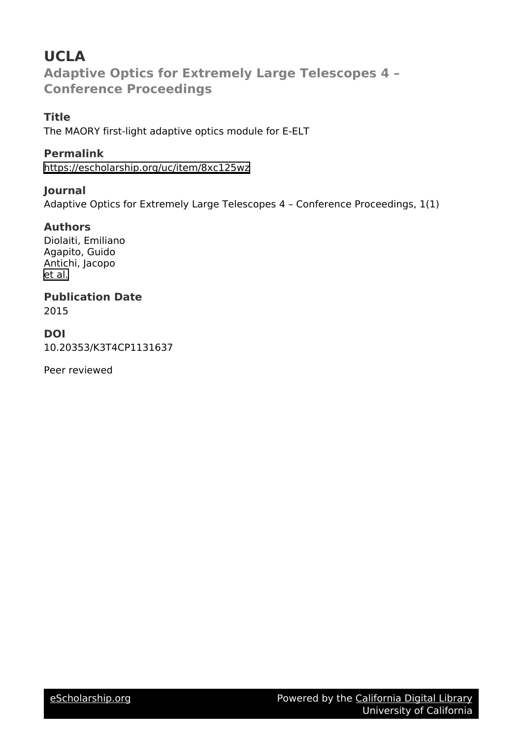# UCLA

## Adaptive Optics for Extremely Large Telescopes 4 – Conference Proceedings

### Title

The MAORY first-light adaptive optics module for E-ELT

### Permalink

https://escholarship.org/uc/item/8xc125wz

### Journal

Adaptive Optics for Extremely Large Telescopes 4 – Conference Proceedings, 1(1)

### Authors

Diolaiti, Emiliano
Agapito, Guido
Antichi, Jacopo
et al.

### Publication Date

2015

### DOI

10.20353/K3T4CP1131637

Peer reviewed

eScholarship.org Powered by the California Digital Library University of California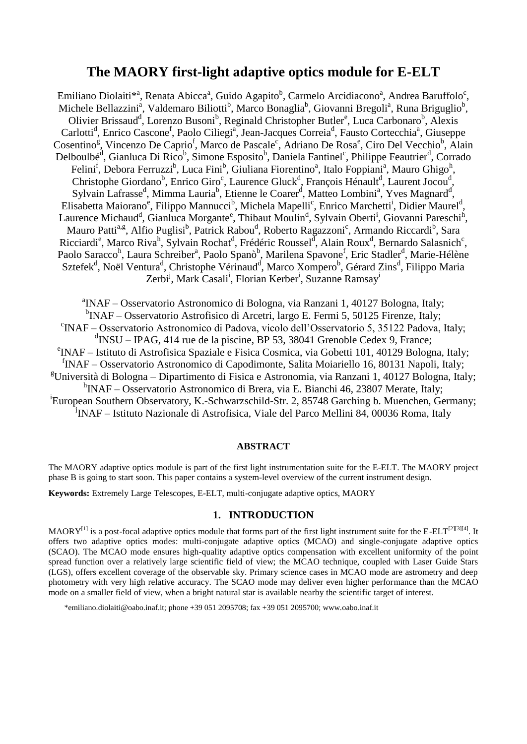# The MAORY first-light adaptive optics module for E-ELT

Emiliano Diolaiti*[a], Renata Abicca[a], Guido Agapito[b], Carmelo Arcidiacono[a], Andrea Baruffolo[c], Michele Bellazzini[a], Valdemaro Biliotti[b], Marco Bonaglia[b], Giovanni Bregoli[a], Runa Briguglio[b], Olivier Brissaud[d], Lorenzo Busoni[b], Reginald Christopher Butler[e], Luca Carbonaro[b], Alexis Carlotti[d], Enrico Cascone[f], Paolo Ciliegi[a], Jean-Jacques Correia[d], Fausto Cortecchia[a], Giuseppe Cosentino[g], Vincenzo De Caprio[f], Marco de Pascale[c], Adriano De Rosa[e], Ciro Del Vecchio[b], Alain Delboulbé[d], Gianluca Di Rico[b], Simone Esposito[b], Daniela Fantinel[c], Philippe Feautrier[d], Corrado Felini[f], Debora Ferruzzi[b], Luca Fini[b], Giuliana Fiorentino[a], Italo Foppiani[a], Mauro Ghigo[h], Christophe Giordano[b], Enrico Giro[c], Laurence Gluck[d], François Hénault[d], Laurent Jocou[d], Sylvain Lafrasse[d], Mimma Lauria[b], Etienne le Coarer[d], Matteo Lombini[a], Yves Magnard[d], Elisabetta Maiorano[e], Filippo Mannucci[b], Michela Mapelli[c], Enrico Marchetti[i], Didier Maurel[d], Laurence Michaud[d], Gianluca Morgante[e], Thibaut Moulin[d], Sylvain Oberti[i], Giovanni Pareschi[h], Mauro Patti[a,g], Alfio Puglisi[b], Patrick Rabou[d], Roberto Ragazzoni[c], Armando Riccardi[b], Sara Ricciardi[e], Marco Riva[h], Sylvain Rochat[d], Frédéric Roussel[d], Alain Roux[d], Bernardo Salasnich[c], Paolo Saracco[h], Laura Schreiber[a], Paolo Spanò[b], Marilena Spavone[f], Eric Stadler[d], Marie-Hélène Sztefek[d], Noël Ventura[d], Christophe Vérinaud[d], Marco Xompero[b], Gérard Zins[d], Filippo Maria Zerbi[j], Mark Casali[i], Florian Kerber[i], Suzanne Ramsay[i]

[a]INAF – Osservatorio Astronomico di Bologna, via Ranzani 1, 40127 Bologna, Italy;
[b]INAF – Osservatorio Astrofisico di Arcetri, largo E. Fermi 5, 50125 Firenze, Italy;
[c]INAF – Osservatorio Astronomico di Padova, vicolo dell'Osservatorio 5, 35122 Padova, Italy;
[d]INSU – IPAG, 414 rue de la piscine, BP 53, 38041 Grenoble Cedex 9, France;
[e]INAF – Istituto di Astrofisica Spaziale e Fisica Cosmica, via Gobetti 101, 40129 Bologna, Italy;
[f]INAF – Osservatorio Astronomico di Capodimonte, Salita Moiariello 16, 80131 Napoli, Italy;
[g]Università di Bologna – Dipartimento di Fisica e Astronomia, via Ranzani 1, 40127 Bologna, Italy;
[h]INAF – Osservatorio Astronomico di Brera, via E. Bianchi 46, 23807 Merate, Italy;
[i]European Southern Observatory, K.-Schwarzschild-Str. 2, 85748 Garching b. Muenchen, Germany;
[j]INAF – Istituto Nazionale di Astrofisica, Viale del Parco Mellini 84, 00036 Roma, Italy

## ABSTRACT

The MAORY adaptive optics module is part of the first light instrumentation suite for the E-ELT. The MAORY project phase B is going to start soon. This paper contains a system-level overview of the current instrument design.

**Keywords:** Extremely Large Telescopes, E-ELT, multi-conjugate adaptive optics, MAORY

## 1. INTRODUCTION

MAORY[1] is a post-focal adaptive optics module that forms part of the first light instrument suite for the E-ELT[2][3][4]. It offers two adaptive optics modes: multi-conjugate adaptive optics (MCAO) and single-conjugate adaptive optics (SCAO). The MCAO mode ensures high-quality adaptive optics compensation with excellent uniformity of the point spread function over a relatively large scientific field of view; the MCAO technique, coupled with Laser Guide Stars (LGS), offers excellent coverage of the observable sky. Primary science cases in MCAO mode are astrometry and deep photometry with very high relative accuracy. The SCAO mode may deliver even higher performance than the MCAO mode on a smaller field of view, when a bright natural star is available nearby the scientific target of interest.

*emiliano.diolaiti@oabo.inaf.it; phone +39 051 2095708; fax +39 051 2095700; www.oabo.inaf.it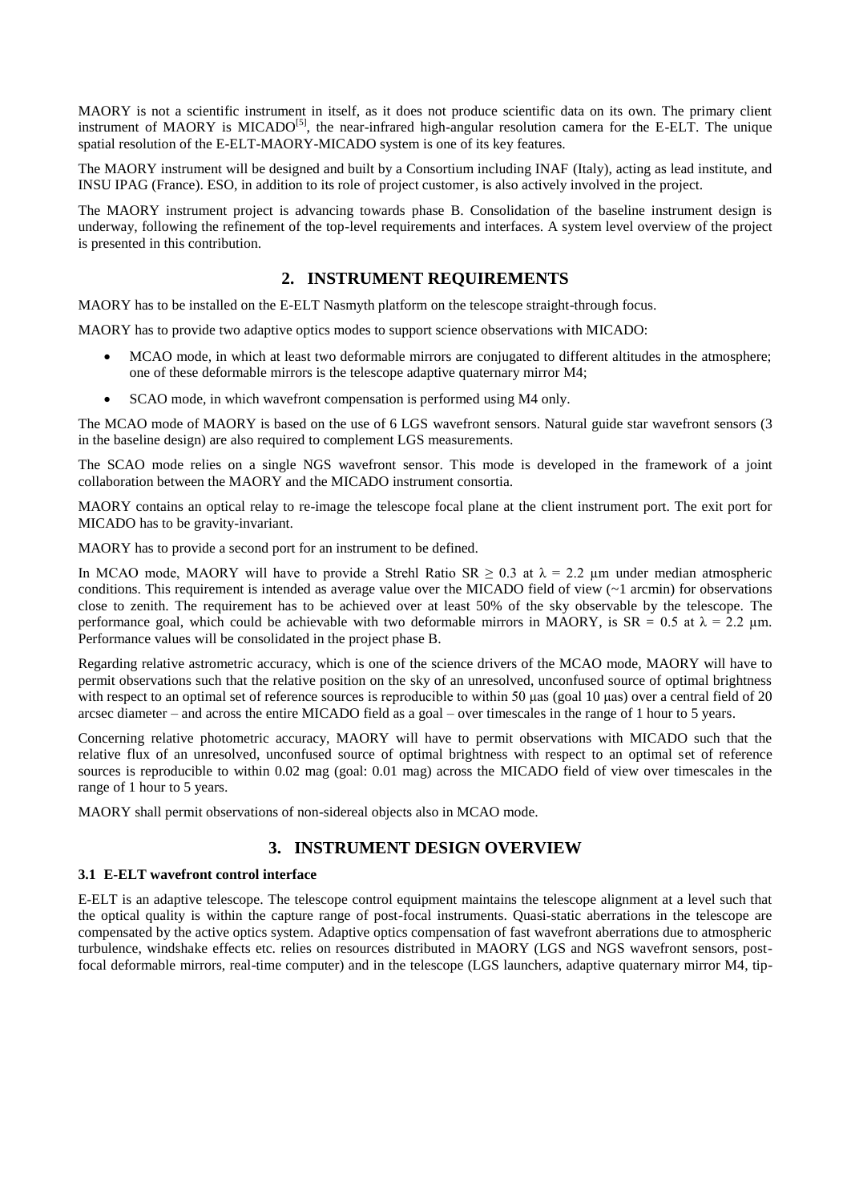MAORY is not a scientific instrument in itself, as it does not produce scientific data on its own. The primary client instrument of MAORY is MICADO[5], the near-infrared high-angular resolution camera for the E-ELT. The unique spatial resolution of the E-ELT-MAORY-MICADO system is one of its key features.

The MAORY instrument will be designed and built by a Consortium including INAF (Italy), acting as lead institute, and INSU IPAG (France). ESO, in addition to its role of project customer, is also actively involved in the project.

The MAORY instrument project is advancing towards phase B. Consolidation of the baseline instrument design is underway, following the refinement of the top-level requirements and interfaces. A system level overview of the project is presented in this contribution.

## 2. INSTRUMENT REQUIREMENTS

MAORY has to be installed on the E-ELT Nasmyth platform on the telescope straight-through focus.

MAORY has to provide two adaptive optics modes to support science observations with MICADO:

- MCAO mode, in which at least two deformable mirrors are conjugated to different altitudes in the atmosphere; one of these deformable mirrors is the telescope adaptive quaternary mirror M4;
- SCAO mode, in which wavefront compensation is performed using M4 only.

The MCAO mode of MAORY is based on the use of 6 LGS wavefront sensors. Natural guide star wavefront sensors (3 in the baseline design) are also required to complement LGS measurements.

The SCAO mode relies on a single NGS wavefront sensor. This mode is developed in the framework of a joint collaboration between the MAORY and the MICADO instrument consortia.

MAORY contains an optical relay to re-image the telescope focal plane at the client instrument port. The exit port for MICADO has to be gravity-invariant.

MAORY has to provide a second port for an instrument to be defined.

In MCAO mode, MAORY will have to provide a Strehl Ratio SR $\geq 0.3$ at $\lambda = 2.2$ μm under median atmospheric conditions. This requirement is intended as average value over the MICADO field of view (~1 arcmin) for observations close to zenith. The requirement has to be achieved over at least 50% of the sky observable by the telescope. The performance goal, which could be achievable with two deformable mirrors in MAORY, is SR = 0.5 at $\lambda = 2.2$ μm. Performance values will be consolidated in the project phase B.

Regarding relative astrometric accuracy, which is one of the science drivers of the MCAO mode, MAORY will have to permit observations such that the relative position on the sky of an unresolved, unconfused source of optimal brightness with respect to an optimal set of reference sources is reproducible to within 50 μas (goal 10 μas) over a central field of 20 arcsec diameter – and across the entire MICADO field as a goal – over timescales in the range of 1 hour to 5 years.

Concerning relative photometric accuracy, MAORY will have to permit observations with MICADO such that the relative flux of an unresolved, unconfused source of optimal brightness with respect to an optimal set of reference sources is reproducible to within 0.02 mag (goal: 0.01 mag) across the MICADO field of view over timescales in the range of 1 hour to 5 years.

MAORY shall permit observations of non-sidereal objects also in MCAO mode.

## 3. INSTRUMENT DESIGN OVERVIEW

### 3.1 E-ELT wavefront control interface

E-ELT is an adaptive telescope. The telescope control equipment maintains the telescope alignment at a level such that the optical quality is within the capture range of post-focal instruments. Quasi-static aberrations in the telescope are compensated by the active optics system. Adaptive optics compensation of fast wavefront aberrations due to atmospheric turbulence, windshake effects etc. relies on resources distributed in MAORY (LGS and NGS wavefront sensors, post-focal deformable mirrors, real-time computer) and in the telescope (LGS launchers, adaptive quaternary mirror M4, tip-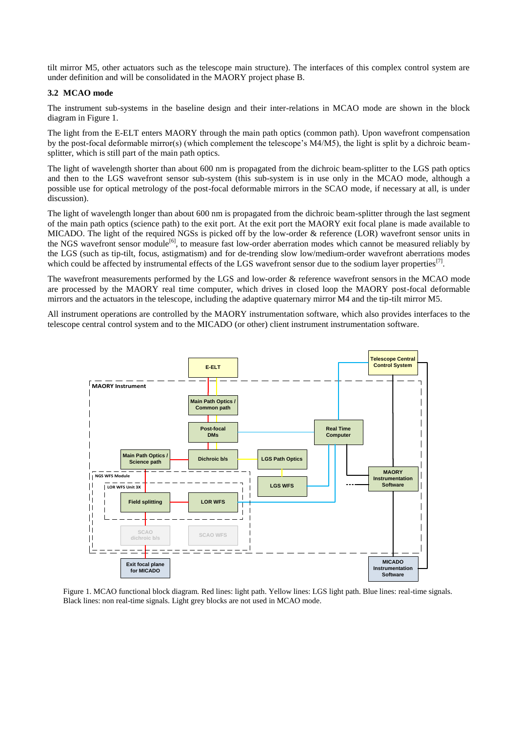tilt mirror M5, other actuators such as the telescope main structure). The interfaces of this complex control system are under definition and will be consolidated in the MAORY project phase B.

### 3.2 MCAO mode

The instrument sub-systems in the baseline design and their inter-relations in MCAO mode are shown in the block diagram in Figure 1.

The light from the E-ELT enters MAORY through the main path optics (common path). Upon wavefront compensation by the post-focal deformable mirror(s) (which complement the telescope's M4/M5), the light is split by a dichroic beam-splitter, which is still part of the main path optics.

The light of wavelength shorter than about 600 nm is propagated from the dichroic beam-splitter to the LGS path optics and then to the LGS wavefront sensor sub-system (this sub-system is in use only in the MCAO mode, although a possible use for optical metrology of the post-focal deformable mirrors in the SCAO mode, if necessary at all, is under discussion).

The light of wavelength longer than about 600 nm is propagated from the dichroic beam-splitter through the last segment of the main path optics (science path) to the exit port. At the exit port the MAORY exit focal plane is made available to MICADO. The light of the required NGSs is picked off by the low-order & reference (LOR) wavefront sensor units in the NGS wavefront sensor module[6], to measure fast low-order aberration modes which cannot be measured reliably by the LGS (such as tip-tilt, focus, astigmatism) and for de-trending slow low/medium-order wavefront aberrations modes which could be affected by instrumental effects of the LGS wavefront sensor due to the sodium layer properties[7].

The wavefront measurements performed by the LGS and low-order & reference wavefront sensors in the MCAO mode are processed by the MAORY real time computer, which drives in closed loop the MAORY post-focal deformable mirrors and the actuators in the telescope, including the adaptive quaternary mirror M4 and the tip-tilt mirror M5.

All instrument operations are controlled by the MAORY instrumentation software, which also provides interfaces to the telescope central control system and to the MICADO (or other) client instrument instrumentation software.

Figure 1. MCAO functional block diagram. Red lines: light path. Yellow lines: LGS light path. Blue lines: real-time signals. Black lines: non real-time signals. Light grey blocks are not used in MCAO mode.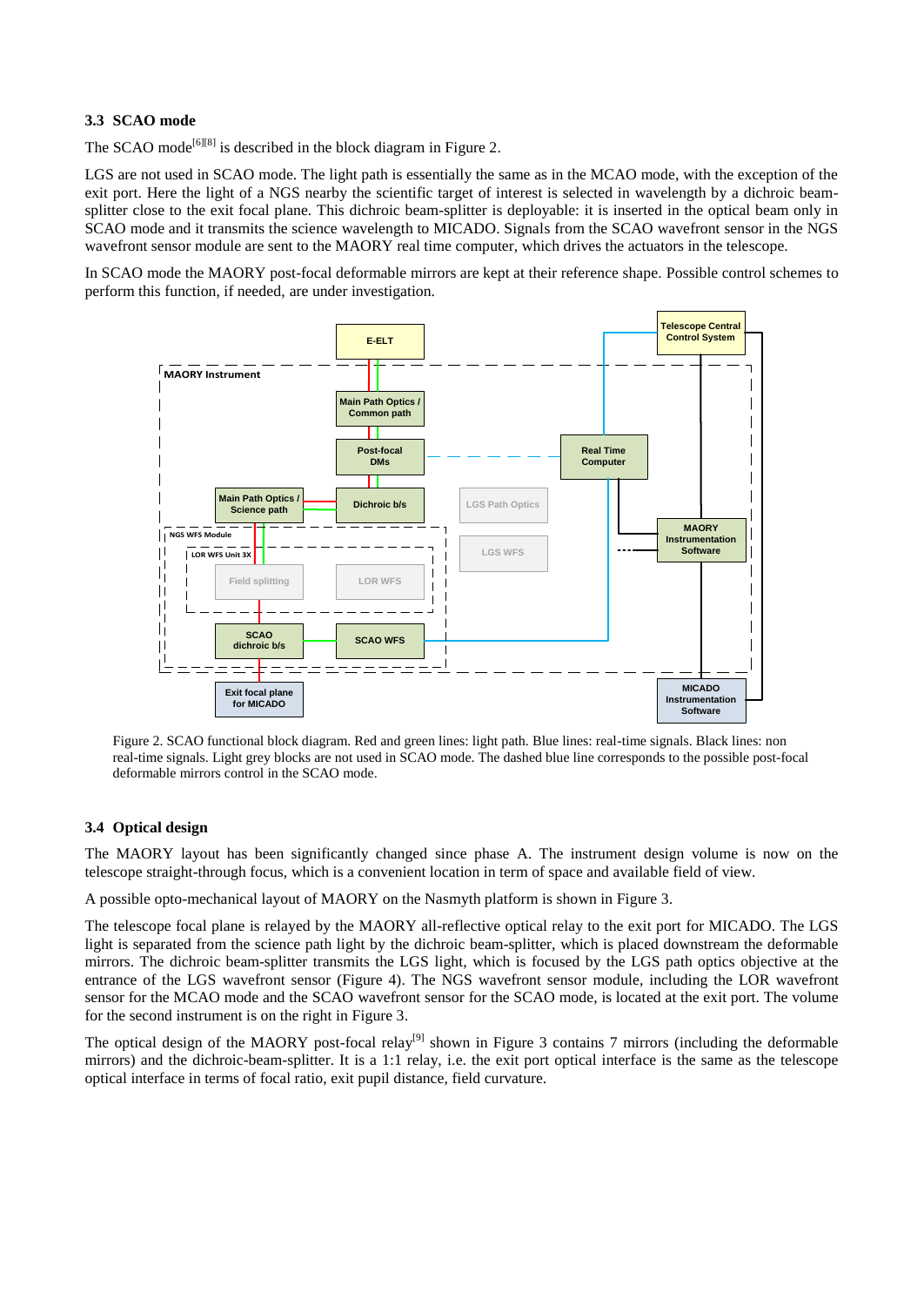### 3.3 SCAO mode

The SCAO mode[6][8] is described in the block diagram in Figure 2.

LGS are not used in SCAO mode. The light path is essentially the same as in the MCAO mode, with the exception of the exit port. Here the light of a NGS nearby the scientific target of interest is selected in wavelength by a dichroic beam-splitter close to the exit focal plane. This dichroic beam-splitter is deployable: it is inserted in the optical beam only in SCAO mode and it transmits the science wavelength to MICADO. Signals from the SCAO wavefront sensor in the NGS wavefront sensor module are sent to the MAORY real time computer, which drives the actuators in the telescope.

In SCAO mode the MAORY post-focal deformable mirrors are kept at their reference shape. Possible control schemes to perform this function, if needed, are under investigation.

Figure 2. SCAO functional block diagram. Red and green lines: light path. Blue lines: real-time signals. Black lines: non real-time signals. Light grey blocks are not used in SCAO mode. The dashed blue line corresponds to the possible post-focal deformable mirrors control in the SCAO mode.

### 3.4 Optical design

The MAORY layout has been significantly changed since phase A. The instrument design volume is now on the telescope straight-through focus, which is a convenient location in term of space and available field of view.

A possible opto-mechanical layout of MAORY on the Nasmyth platform is shown in Figure 3.

The telescope focal plane is relayed by the MAORY all-reflective optical relay to the exit port for MICADO. The LGS light is separated from the science path light by the dichroic beam-splitter, which is placed downstream the deformable mirrors. The dichroic beam-splitter transmits the LGS light, which is focused by the LGS path optics objective at the entrance of the LGS wavefront sensor (Figure 4). The NGS wavefront sensor module, including the LOR wavefront sensor for the MCAO mode and the SCAO wavefront sensor for the SCAO mode, is located at the exit port. The volume for the second instrument is on the right in Figure 3.

The optical design of the MAORY post-focal relay[9] shown in Figure 3 contains 7 mirrors (including the deformable mirrors) and the dichroic-beam-splitter. It is a 1:1 relay, i.e. the exit port optical interface is the same as the telescope optical interface in terms of focal ratio, exit pupil distance, field curvature.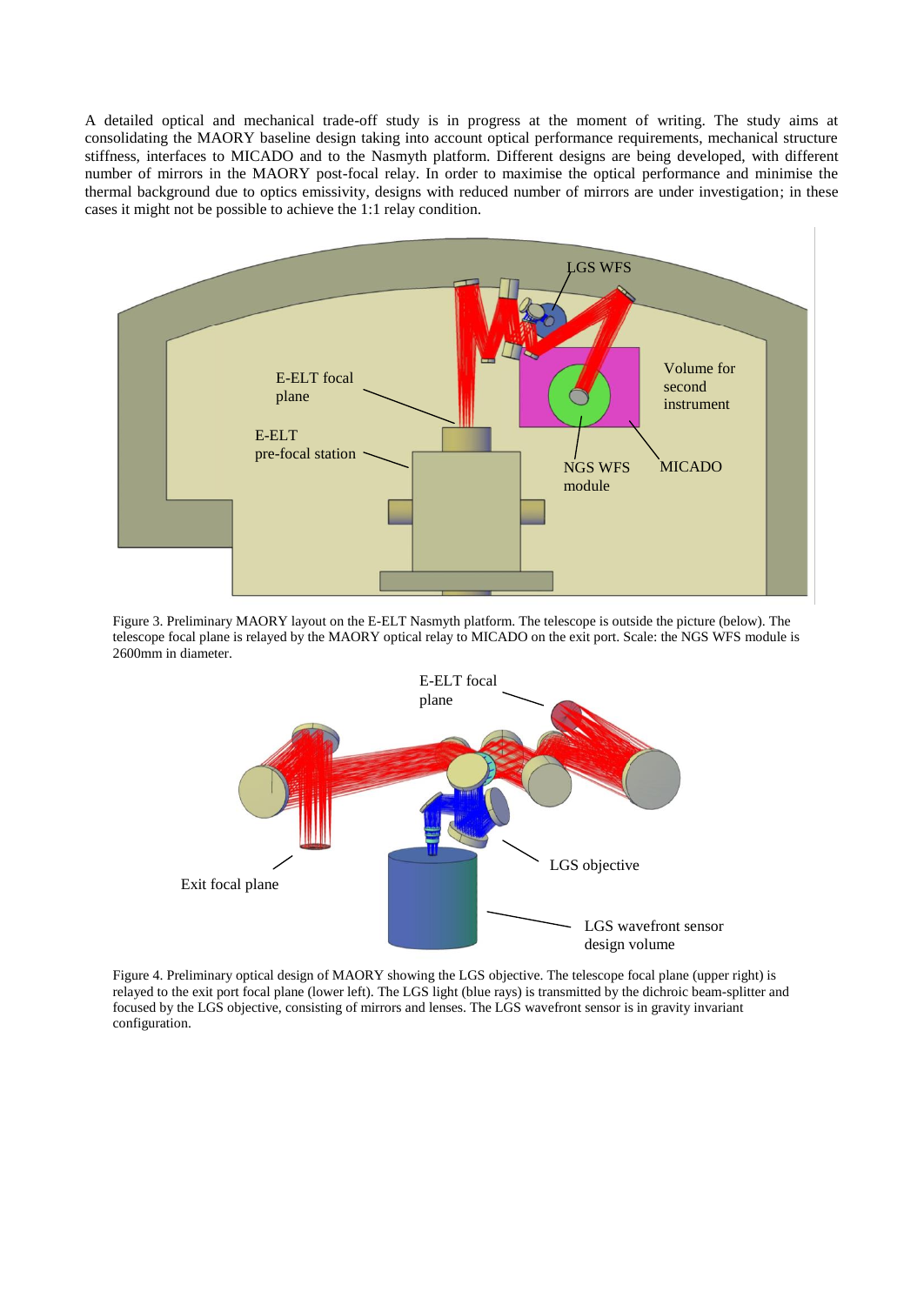A detailed optical and mechanical trade-off study is in progress at the moment of writing. The study aims at consolidating the MAORY baseline design taking into account optical performance requirements, mechanical structure stiffness, interfaces to MICADO and to the Nasmyth platform. Different designs are being developed, with different number of mirrors in the MAORY post-focal relay. In order to maximise the optical performance and minimise the thermal background due to optics emissivity, designs with reduced number of mirrors are under investigation; in these cases it might not be possible to achieve the 1:1 relay condition.

Figure 3. Preliminary MAORY layout on the E-ELT Nasmyth platform. The telescope is outside the picture (below). The telescope focal plane is relayed by the MAORY optical relay to MICADO on the exit port. Scale: the NGS WFS module is 2600mm in diameter.

Figure 4. Preliminary optical design of MAORY showing the LGS objective. The telescope focal plane (upper right) is relayed to the exit port focal plane (lower left). The LGS light (blue rays) is transmitted by the dichroic beam-splitter and focused by the LGS objective, consisting of mirrors and lenses. The LGS wavefront sensor is in gravity invariant configuration.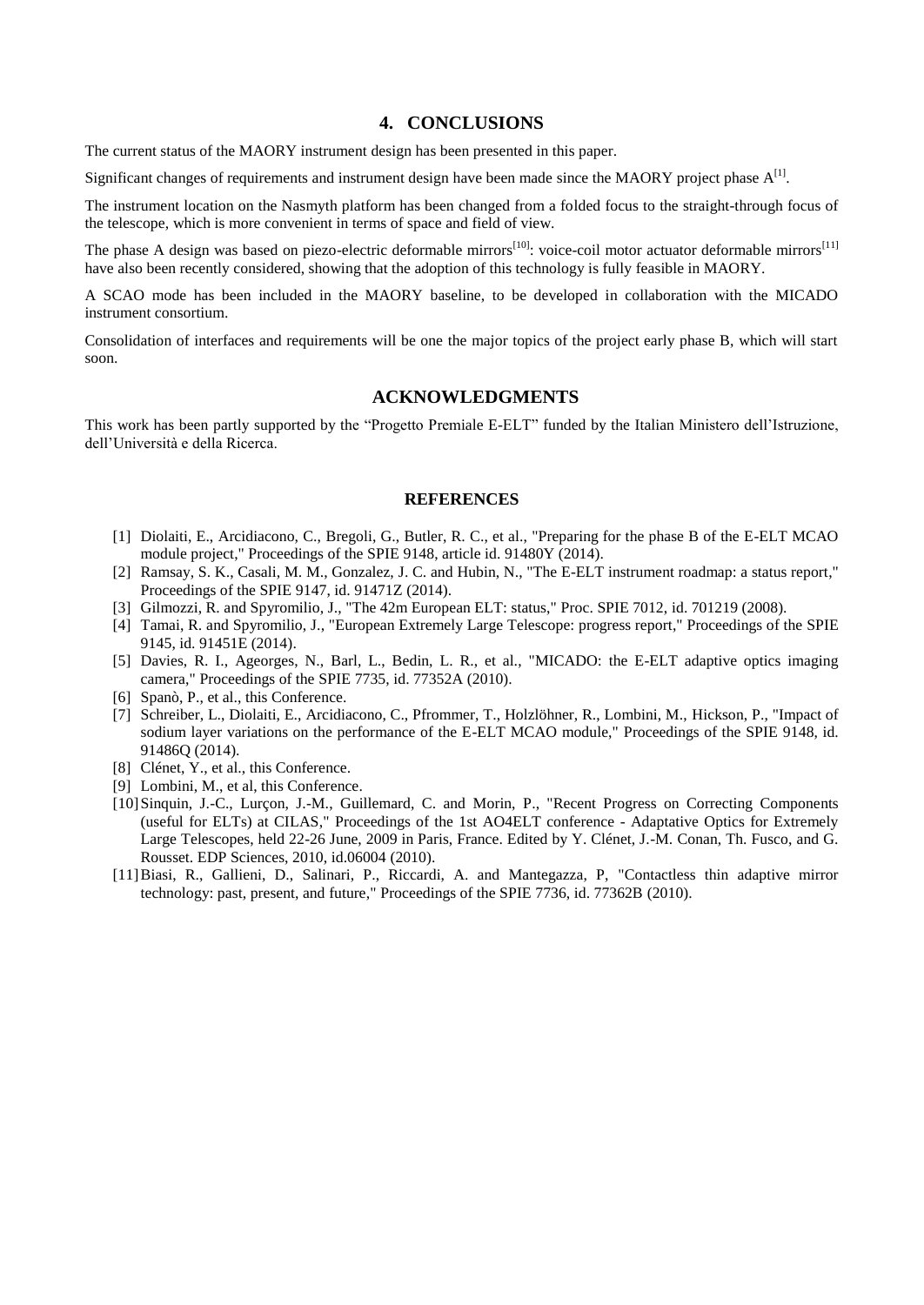## 4. CONCLUSIONS

The current status of the MAORY instrument design has been presented in this paper.

Significant changes of requirements and instrument design have been made since the MAORY project phase A[1].

The instrument location on the Nasmyth platform has been changed from a folded focus to the straight-through focus of the telescope, which is more convenient in terms of space and field of view.

The phase A design was based on piezo-electric deformable mirrors[10]: voice-coil motor actuator deformable mirrors[11] have also been recently considered, showing that the adoption of this technology is fully feasible in MAORY.

A SCAO mode has been included in the MAORY baseline, to be developed in collaboration with the MICADO instrument consortium.

Consolidation of interfaces and requirements will be one the major topics of the project early phase B, which will start soon.

## ACKNOWLEDGMENTS

This work has been partly supported by the "Progetto Premiale E-ELT" funded by the Italian Ministero dell'Istruzione, dell'Università e della Ricerca.

## REFERENCES

[1] Diolaiti, E., Arcidiacono, C., Bregoli, G., Butler, R. C., et al., "Preparing for the phase B of the E-ELT MCAO module project," Proceedings of the SPIE 9148, article id. 91480Y (2014).

[2] Ramsay, S. K., Casali, M. M., Gonzalez, J. C. and Hubin, N., "The E-ELT instrument roadmap: a status report," Proceedings of the SPIE 9147, id. 91471Z (2014).

[3] Gilmozzi, R. and Spyromilio, J., "The 42m European ELT: status," Proc. SPIE 7012, id. 701219 (2008).

[4] Tamai, R. and Spyromilio, J., "European Extremely Large Telescope: progress report," Proceedings of the SPIE 9145, id. 91451E (2014).

[5] Davies, R. I., Ageorges, N., Barl, L., Bedin, L. R., et al., "MICADO: the E-ELT adaptive optics imaging camera," Proceedings of the SPIE 7735, id. 77352A (2010).

[6] Spanò, P., et al., this Conference.

[7] Schreiber, L., Diolaiti, E., Arcidiacono, C., Pfrommer, T., Holzlöhner, R., Lombini, M., Hickson, P., "Impact of sodium layer variations on the performance of the E-ELT MCAO module," Proceedings of the SPIE 9148, id. 91486Q (2014).

[8] Clénet, Y., et al., this Conference.

[9] Lombini, M., et al, this Conference.

[10] Sinquin, J.-C., Lurçon, J.-M., Guillemard, C. and Morin, P., "Recent Progress on Correcting Components (useful for ELTs) at CILAS," Proceedings of the 1st AO4ELT conference - Adaptative Optics for Extremely Large Telescopes, held 22-26 June, 2009 in Paris, France. Edited by Y. Clénet, J.-M. Conan, Th. Fusco, and G. Rousset. EDP Sciences, 2010, id.06004 (2010).

[11] Biasi, R., Gallieni, D., Salinari, P., Riccardi, A. and Mantegazza, P, "Contactless thin adaptive mirror technology: past, present, and future," Proceedings of the SPIE 7736, id. 77362B (2010).